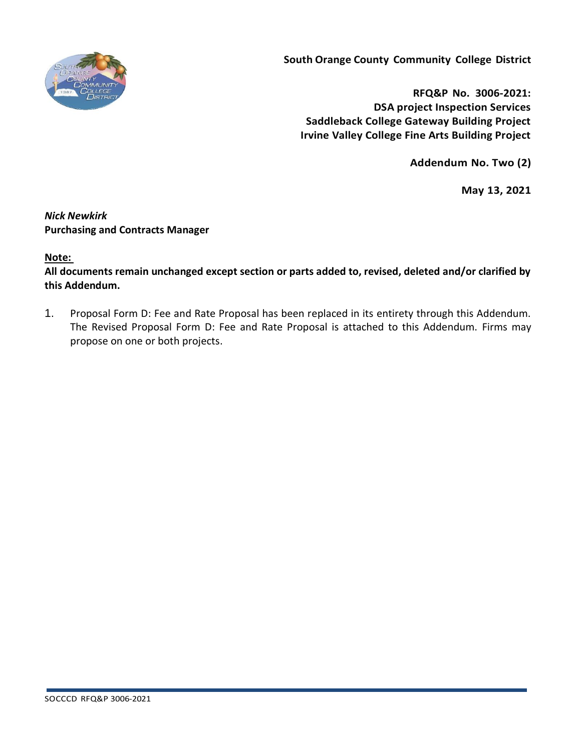**South Orange County Community College District**

**RFQ&P No. 3006-2021:**
**DSA project Inspection Services**
**Saddleback College Gateway Building Project**
**Irvine Valley College Fine Arts Building Project**

**Addendum No. Two (2)**

**May 13, 2021**

***Nick Newkirk***
**Purchasing and Contracts Manager**

**Note:**

**All documents remain unchanged except section or parts added to, revised, deleted and/or clarified by this Addendum.**

1. Proposal Form D: Fee and Rate Proposal has been replaced in its entirety through this Addendum. The Revised Proposal Form D: Fee and Rate Proposal is attached to this Addendum. Firms may propose on one or both projects.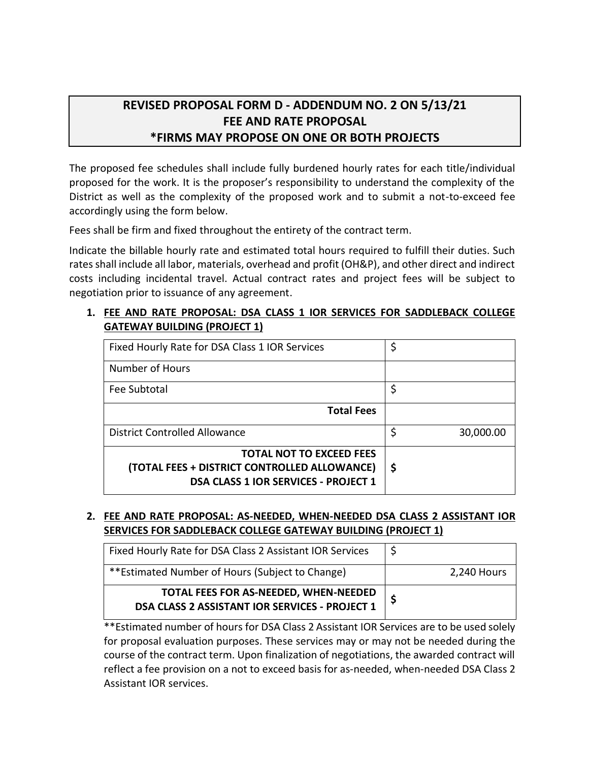# REVISED PROPOSAL FORM D - ADDENDUM NO. 2 ON 5/13/21
# FEE AND RATE PROPOSAL
# *FIRMS MAY PROPOSE ON ONE OR BOTH PROJECTS

The proposed fee schedules shall include fully burdened hourly rates for each title/individual proposed for the work. It is the proposer's responsibility to understand the complexity of the District as well as the complexity of the proposed work and to submit a not-to-exceed fee accordingly using the form below.

Fees shall be firm and fixed throughout the entirety of the contract term.

Indicate the billable hourly rate and estimated total hours required to fulfill their duties. Such rates shall include all labor, materials, overhead and profit (OH&P), and other direct and indirect costs including incidental travel. Actual contract rates and project fees will be subject to negotiation prior to issuance of any agreement.

1. **FEE AND RATE PROPOSAL: DSA CLASS 1 IOR SERVICES FOR SADDLEBACK COLLEGE GATEWAY BUILDING (PROJECT 1)**

| | |
|---|---|
| Fixed Hourly Rate for DSA Class 1 IOR Services | $ |
| Number of Hours | |
| Fee Subtotal | $ |
| **Total Fees** | |
| District Controlled Allowance | $ 30,000.00 |
| **TOTAL NOT TO EXCEED FEES (TOTAL FEES + DISTRICT CONTROLLED ALLOWANCE) DSA CLASS 1 IOR SERVICES - PROJECT 1** | **$** |

2. **FEE AND RATE PROPOSAL: AS-NEEDED, WHEN-NEEDED DSA CLASS 2 ASSISTANT IOR SERVICES FOR SADDLEBACK COLLEGE GATEWAY BUILDING (PROJECT 1)**

| | |
|---|---|
| Fixed Hourly Rate for DSA Class 2 Assistant IOR Services | $ |
| **Estimated Number of Hours (Subject to Change) | 2,240 Hours |
| **TOTAL FEES FOR AS-NEEDED, WHEN-NEEDED DSA CLASS 2 ASSISTANT IOR SERVICES - PROJECT 1** | **$** |

**Estimated number of hours for DSA Class 2 Assistant IOR Services are to be used solely for proposal evaluation purposes. These services may or may not be needed during the course of the contract term. Upon finalization of negotiations, the awarded contract will reflect a fee provision on a not to exceed basis for as-needed, when-needed DSA Class 2 Assistant IOR services.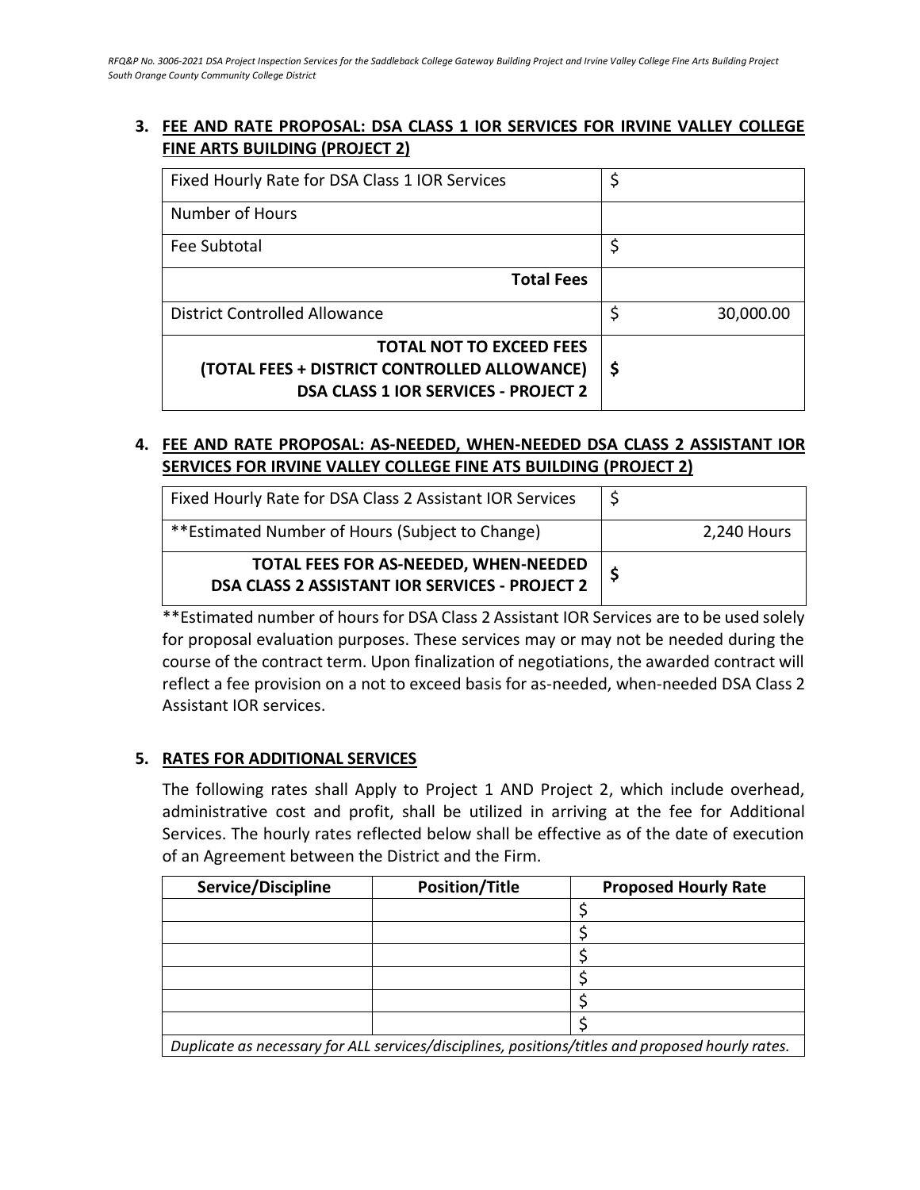3. **FEE AND RATE PROPOSAL: DSA CLASS 1 IOR SERVICES FOR IRVINE VALLEY COLLEGE FINE ARTS BUILDING (PROJECT 2)**

| | |
|---|---|
| Fixed Hourly Rate for DSA Class 1 IOR Services | $ |
| Number of Hours | |
| Fee Subtotal | $ |
| **Total Fees** | |
| District Controlled Allowance | $ 30,000.00 |
| **TOTAL NOT TO EXCEED FEES (TOTAL FEES + DISTRICT CONTROLLED ALLOWANCE) DSA CLASS 1 IOR SERVICES - PROJECT 2** | **$** |

4. **FEE AND RATE PROPOSAL: AS-NEEDED, WHEN-NEEDED DSA CLASS 2 ASSISTANT IOR SERVICES FOR IRVINE VALLEY COLLEGE FINE ATS BUILDING (PROJECT 2)**

| | |
|---|---|
| Fixed Hourly Rate for DSA Class 2 Assistant IOR Services | $ |
| **Estimated Number of Hours (Subject to Change) | 2,240 Hours |
| **TOTAL FEES FOR AS-NEEDED, WHEN-NEEDED DSA CLASS 2 ASSISTANT IOR SERVICES - PROJECT 2** | **$** |

**Estimated number of hours for DSA Class 2 Assistant IOR Services are to be used solely for proposal evaluation purposes. These services may or may not be needed during the course of the contract term. Upon finalization of negotiations, the awarded contract will reflect a fee provision on a not to exceed basis for as-needed, when-needed DSA Class 2 Assistant IOR services.

5. **RATES FOR ADDITIONAL SERVICES**

The following rates shall Apply to Project 1 AND Project 2, which include overhead, administrative cost and profit, shall be utilized in arriving at the fee for Additional Services. The hourly rates reflected below shall be effective as of the date of execution of an Agreement between the District and the Firm.

| Service/Discipline | Position/Title | Proposed Hourly Rate |
|---|---|---|
| | | $ |
| | | $ |
| | | $ |
| | | $ |
| | | $ |
| | | $ |

*Duplicate as necessary for ALL services/disciplines, positions/titles and proposed hourly rates.*